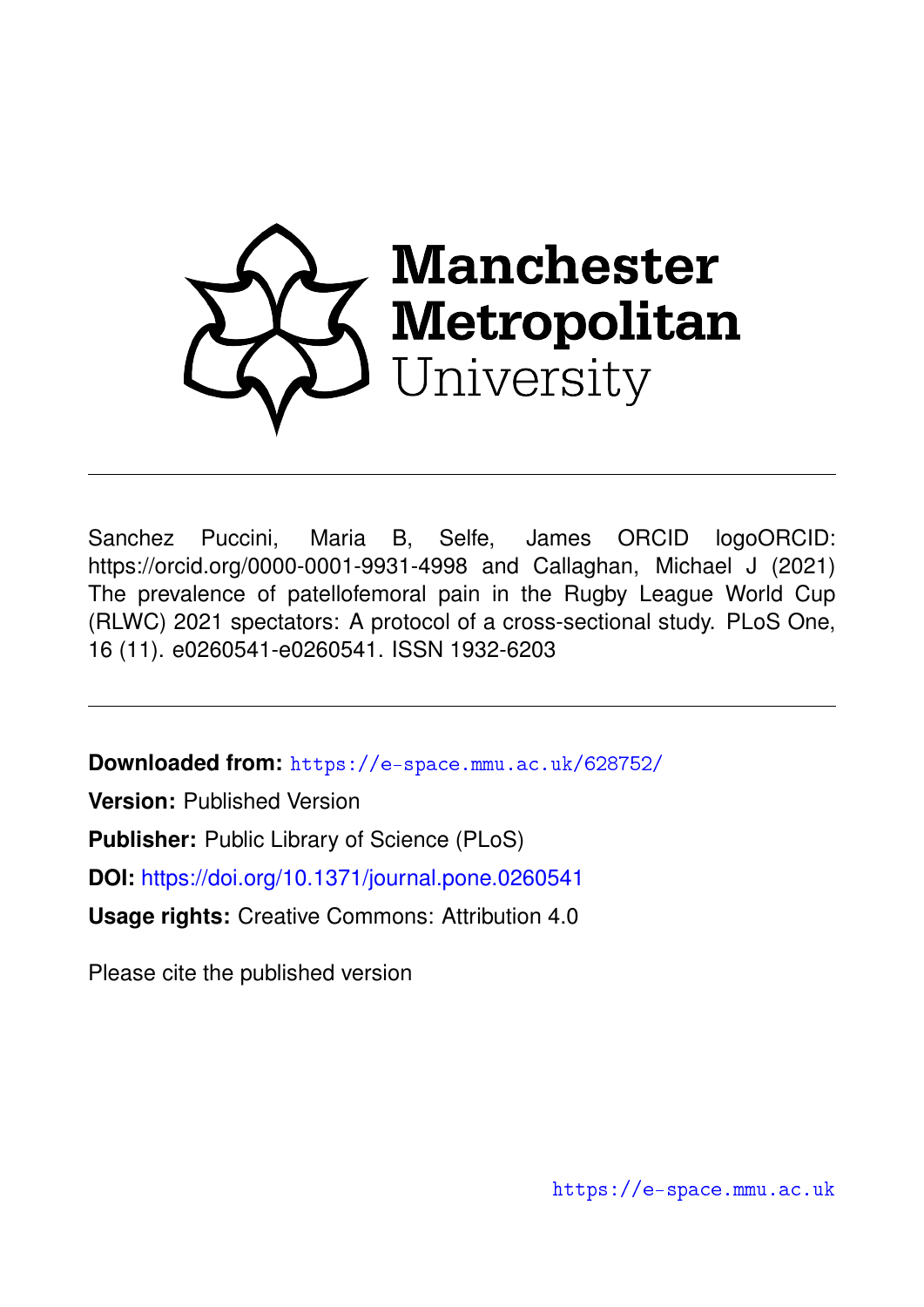Manchester Metropolitan University

Sanchez Puccini, Maria B, Selfe, James ORCID logoORCID: https://orcid.org/0000-0001-9931-4998 and Callaghan, Michael J (2021) The prevalence of patellofemoral pain in the Rugby League World Cup (RLWC) 2021 spectators: A protocol of a cross-sectional study. PLoS One, 16 (11). e0260541-e0260541. ISSN 1932-6203

**Downloaded from:** https://e-space.mmu.ac.uk/628752/

**Version:** Published Version

**Publisher:** Public Library of Science (PLoS)

**DOI:** https://doi.org/10.1371/journal.pone.0260541

**Usage rights:** Creative Commons: Attribution 4.0

Please cite the published version

https://e-space.mmu.ac.uk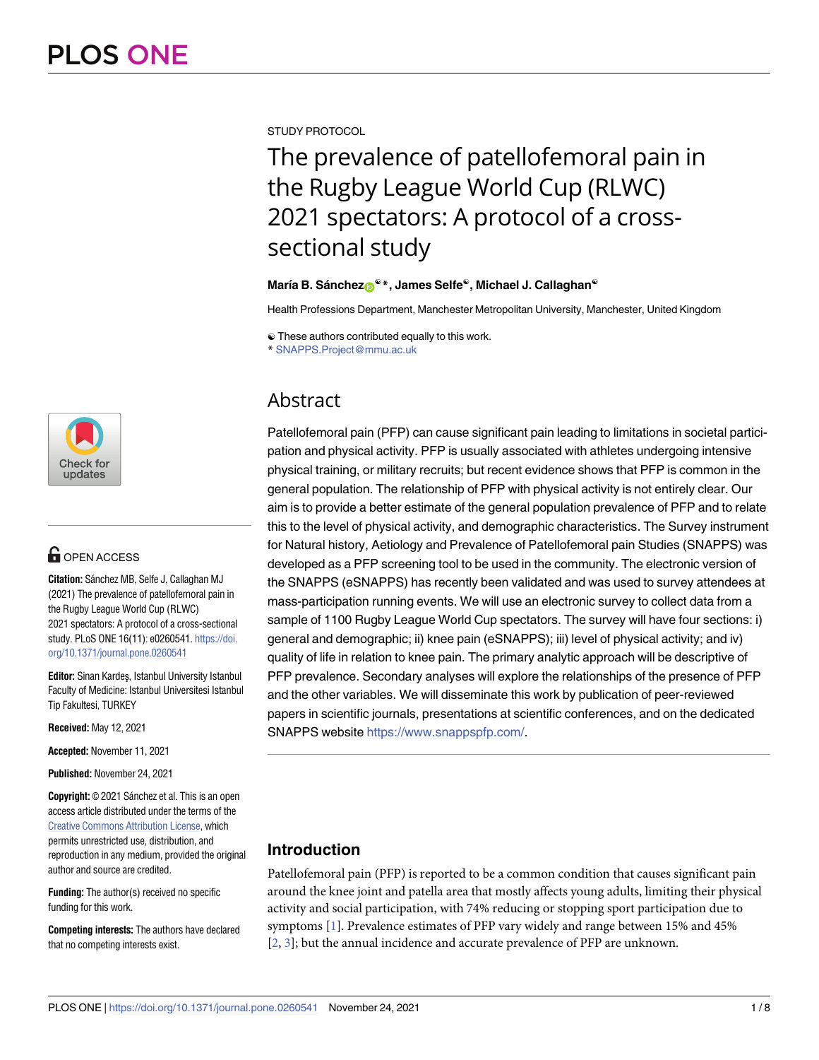# The prevalence of patellofemoral pain in the Rugby League World Cup (RLWC) 2021 spectators: A protocol of a cross-sectional study

**María B. Sánchez**\*, **James Selfe**, **Michael J. Callaghan**

Health Professions Department, Manchester Metropolitan University, Manchester, United Kingdom

These authors contributed equally to this work.
\* SNAPPS.Project@mmu.ac.uk

STUDY PROTOCOL

OPEN ACCESS

**Citation:** Sánchez MB, Selfe J, Callaghan MJ (2021) The prevalence of patellofemoral pain in the Rugby League World Cup (RLWC) 2021 spectators: A protocol of a cross-sectional study. PLoS ONE 16(11): e0260541. https://doi.org/10.1371/journal.pone.0260541

**Editor:** Sinan Kardeş, Istanbul University Istanbul Faculty of Medicine: Istanbul Universitesi Istanbul Tip Fakultesi, TURKEY

**Received:** May 12, 2021

**Accepted:** November 11, 2021

**Published:** November 24, 2021

**Copyright:** © 2021 Sánchez et al. This is an open access article distributed under the terms of the Creative Commons Attribution License, which permits unrestricted use, distribution, and reproduction in any medium, provided the original author and source are credited.

**Funding:** The author(s) received no specific funding for this work.

**Competing interests:** The authors have declared that no competing interests exist.

## Abstract

Patellofemoral pain (PFP) can cause significant pain leading to limitations in societal participation and physical activity. PFP is usually associated with athletes undergoing intensive physical training, or military recruits; but recent evidence shows that PFP is common in the general population. The relationship of PFP with physical activity is not entirely clear. Our aim is to provide a better estimate of the general population prevalence of PFP and to relate this to the level of physical activity, and demographic characteristics. The Survey instrument for Natural history, Aetiology and Prevalence of Patellofemoral pain Studies (SNAPPS) was developed as a PFP screening tool to be used in the community. The electronic version of the SNAPPS (eSNAPPS) has recently been validated and was used to survey attendees at mass-participation running events. We will use an electronic survey to collect data from a sample of 1100 Rugby League World Cup spectators. The survey will have four sections: i) general and demographic; ii) knee pain (eSNAPPS); iii) level of physical activity; and iv) quality of life in relation to knee pain. The primary analytic approach will be descriptive of PFP prevalence. Secondary analyses will explore the relationships of the presence of PFP and the other variables. We will disseminate this work by publication of peer-reviewed papers in scientific journals, presentations at scientific conferences, and on the dedicated SNAPPS website https://www.snappspfp.com/.

## Introduction

Patellofemoral pain (PFP) is reported to be a common condition that causes significant pain around the knee joint and patella area that mostly affects young adults, limiting their physical activity and social participation, with 74% reducing or stopping sport participation due to symptoms [1]. Prevalence estimates of PFP vary widely and range between 15% and 45% [2, 3]; but the annual incidence and accurate prevalence of PFP are unknown.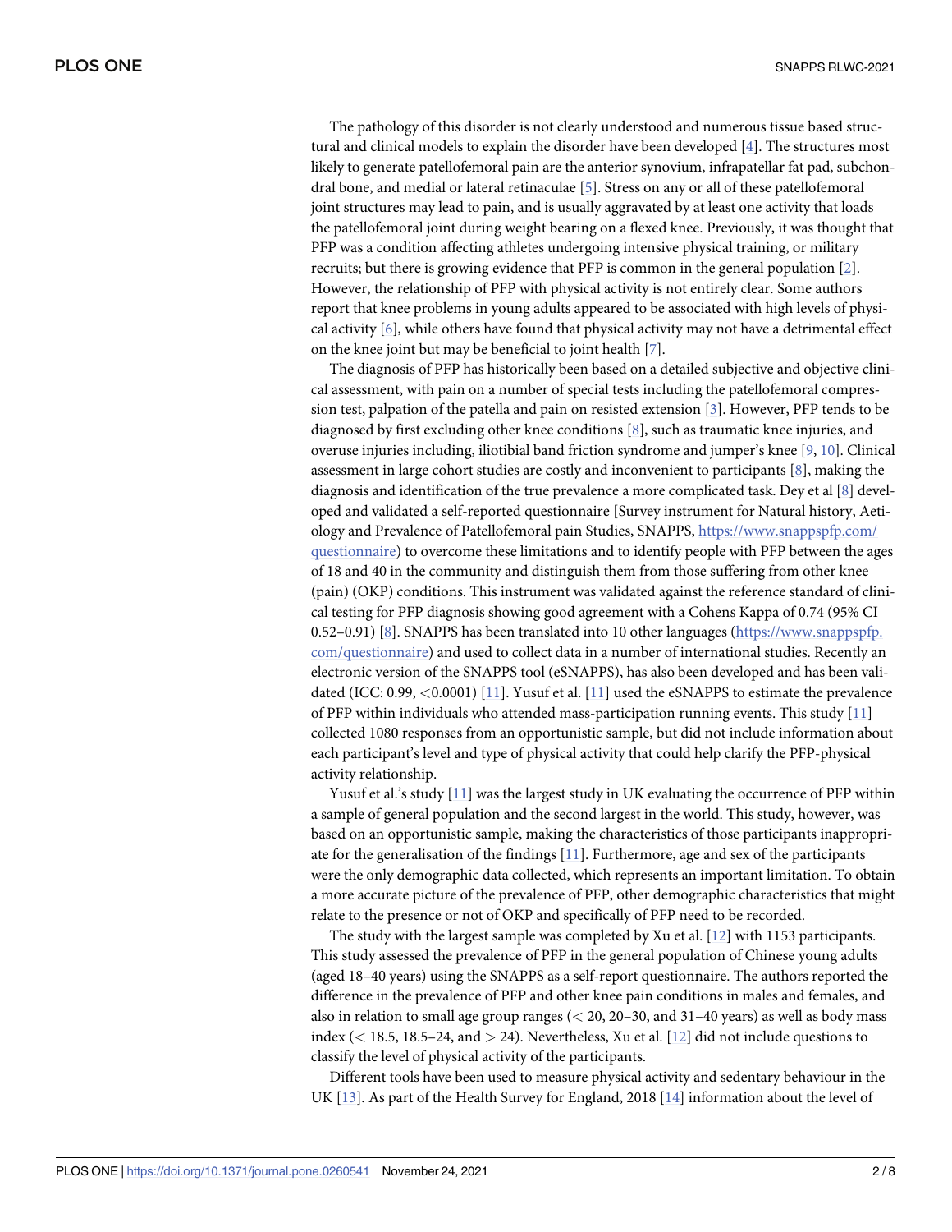The pathology of this disorder is not clearly understood and numerous tissue based structural and clinical models to explain the disorder have been developed [4]. The structures most likely to generate patellofemoral pain are the anterior synovium, infrapatellar fat pad, subchondral bone, and medial or lateral retinaculae [5]. Stress on any or all of these patellofemoral joint structures may lead to pain, and is usually aggravated by at least one activity that loads the patellofemoral joint during weight bearing on a flexed knee. Previously, it was thought that PFP was a condition affecting athletes undergoing intensive physical training, or military recruits; but there is growing evidence that PFP is common in the general population [2]. However, the relationship of PFP with physical activity is not entirely clear. Some authors report that knee problems in young adults appeared to be associated with high levels of physical activity [6], while others have found that physical activity may not have a detrimental effect on the knee joint but may be beneficial to joint health [7].

The diagnosis of PFP has historically been based on a detailed subjective and objective clinical assessment, with pain on a number of special tests including the patellofemoral compression test, palpation of the patella and pain on resisted extension [3]. However, PFP tends to be diagnosed by first excluding other knee conditions [8], such as traumatic knee injuries, and overuse injuries including, iliotibial band friction syndrome and jumper's knee [9, 10]. Clinical assessment in large cohort studies are costly and inconvenient to participants [8], making the diagnosis and identification of the true prevalence a more complicated task. Dey et al [8] developed and validated a self-reported questionnaire [Survey instrument for Natural history, Aetiology and Prevalence of Patellofemoral pain Studies, SNAPPS, https://www.snappspfp.com/questionnaire) to overcome these limitations and to identify people with PFP between the ages of 18 and 40 in the community and distinguish them from those suffering from other knee (pain) (OKP) conditions. This instrument was validated against the reference standard of clinical testing for PFP diagnosis showing good agreement with a Cohens Kappa of 0.74 (95% CI 0.52–0.91) [8]. SNAPPS has been translated into 10 other languages (https://www.snappspfp.com/questionnaire) and used to collect data in a number of international studies. Recently an electronic version of the SNAPPS tool (eSNAPPS), has also been developed and has been validated (ICC: 0.99, <0.0001) [11]. Yusuf et al. [11] used the eSNAPPS to estimate the prevalence of PFP within individuals who attended mass-participation running events. This study [11] collected 1080 responses from an opportunistic sample, but did not include information about each participant's level and type of physical activity that could help clarify the PFP-physical activity relationship.

Yusuf et al.'s study [11] was the largest study in UK evaluating the occurrence of PFP within a sample of general population and the second largest in the world. This study, however, was based on an opportunistic sample, making the characteristics of those participants inappropriate for the generalisation of the findings [11]. Furthermore, age and sex of the participants were the only demographic data collected, which represents an important limitation. To obtain a more accurate picture of the prevalence of PFP, other demographic characteristics that might relate to the presence or not of OKP and specifically of PFP need to be recorded.

The study with the largest sample was completed by Xu et al. [12] with 1153 participants. This study assessed the prevalence of PFP in the general population of Chinese young adults (aged 18–40 years) using the SNAPPS as a self-report questionnaire. The authors reported the difference in the prevalence of PFP and other knee pain conditions in males and females, and also in relation to small age group ranges (< 20, 20–30, and 31–40 years) as well as body mass index (< 18.5, 18.5–24, and > 24). Nevertheless, Xu et al. [12] did not include questions to classify the level of physical activity of the participants.

Different tools have been used to measure physical activity and sedentary behaviour in the UK [13]. As part of the Health Survey for England, 2018 [14] information about the level of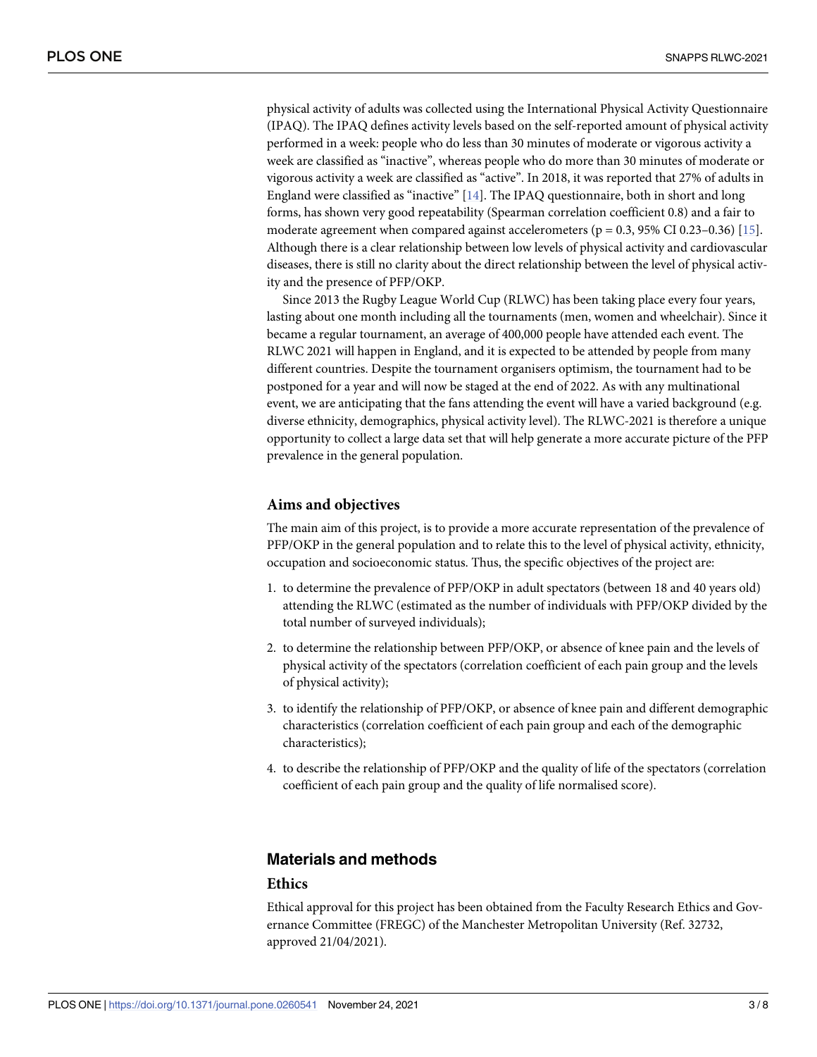physical activity of adults was collected using the International Physical Activity Questionnaire (IPAQ). The IPAQ defines activity levels based on the self-reported amount of physical activity performed in a week: people who do less than 30 minutes of moderate or vigorous activity a week are classified as "inactive", whereas people who do more than 30 minutes of moderate or vigorous activity a week are classified as "active". In 2018, it was reported that 27% of adults in England were classified as "inactive" [14]. The IPAQ questionnaire, both in short and long forms, has shown very good repeatability (Spearman correlation coefficient 0.8) and a fair to moderate agreement when compared against accelerometers ($\rho = 0.3$, 95% CI 0.23–0.36) [15]. Although there is a clear relationship between low levels of physical activity and cardiovascular diseases, there is still no clarity about the direct relationship between the level of physical activity and the presence of PFP/OKP.

Since 2013 the Rugby League World Cup (RLWC) has been taking place every four years, lasting about one month including all the tournaments (men, women and wheelchair). Since it became a regular tournament, an average of 400,000 people have attended each event. The RLWC 2021 will happen in England, and it is expected to be attended by people from many different countries. Despite the tournament organisers optimism, the tournament had to be postponed for a year and will now be staged at the end of 2022. As with any multinational event, we are anticipating that the fans attending the event will have a varied background (e.g. diverse ethnicity, demographics, physical activity level). The RLWC-2021 is therefore a unique opportunity to collect a large data set that will help generate a more accurate picture of the PFP prevalence in the general population.

### Aims and objectives

The main aim of this project, is to provide a more accurate representation of the prevalence of PFP/OKP in the general population and to relate this to the level of physical activity, ethnicity, occupation and socioeconomic status. Thus, the specific objectives of the project are:

1. to determine the prevalence of PFP/OKP in adult spectators (between 18 and 40 years old) attending the RLWC (estimated as the number of individuals with PFP/OKP divided by the total number of surveyed individuals);
2. to determine the relationship between PFP/OKP, or absence of knee pain and the levels of physical activity of the spectators (correlation coefficient of each pain group and the levels of physical activity);
3. to identify the relationship of PFP/OKP, or absence of knee pain and different demographic characteristics (correlation coefficient of each pain group and each of the demographic characteristics);
4. to describe the relationship of PFP/OKP and the quality of life of the spectators (correlation coefficient of each pain group and the quality of life normalised score).

## Materials and methods

### Ethics

Ethical approval for this project has been obtained from the Faculty Research Ethics and Governance Committee (FREGC) of the Manchester Metropolitan University (Ref. 32732, approved 21/04/2021).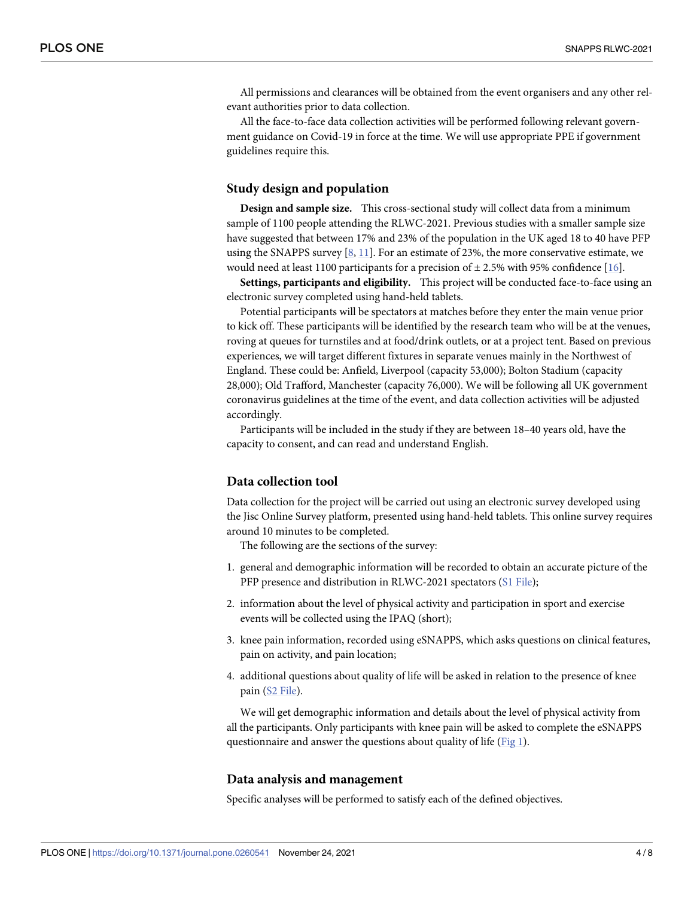All permissions and clearances will be obtained from the event organisers and any other relevant authorities prior to data collection.

All the face-to-face data collection activities will be performed following relevant government guidance on Covid-19 in force at the time. We will use appropriate PPE if government guidelines require this.

## Study design and population

**Design and sample size.** This cross-sectional study will collect data from a minimum sample of 1100 people attending the RLWC-2021. Previous studies with a smaller sample size have suggested that between 17% and 23% of the population in the UK aged 18 to 40 have PFP using the SNAPPS survey [8, 11]. For an estimate of 23%, the more conservative estimate, we would need at least 1100 participants for a precision of ± 2.5% with 95% confidence [16].

**Settings, participants and eligibility.** This project will be conducted face-to-face using an electronic survey completed using hand-held tablets.

Potential participants will be spectators at matches before they enter the main venue prior to kick off. These participants will be identified by the research team who will be at the venues, roving at queues for turnstiles and at food/drink outlets, or at a project tent. Based on previous experiences, we will target different fixtures in separate venues mainly in the Northwest of England. These could be: Anfield, Liverpool (capacity 53,000); Bolton Stadium (capacity 28,000); Old Trafford, Manchester (capacity 76,000). We will be following all UK government coronavirus guidelines at the time of the event, and data collection activities will be adjusted accordingly.

Participants will be included in the study if they are between 18–40 years old, have the capacity to consent, and can read and understand English.

## Data collection tool

Data collection for the project will be carried out using an electronic survey developed using the Jisc Online Survey platform, presented using hand-held tablets. This online survey requires around 10 minutes to be completed.

The following are the sections of the survey:

1. general and demographic information will be recorded to obtain an accurate picture of the PFP presence and distribution in RLWC-2021 spectators (S1 File);
2. information about the level of physical activity and participation in sport and exercise events will be collected using the IPAQ (short);
3. knee pain information, recorded using eSNAPPS, which asks questions on clinical features, pain on activity, and pain location;
4. additional questions about quality of life will be asked in relation to the presence of knee pain (S2 File).

We will get demographic information and details about the level of physical activity from all the participants. Only participants with knee pain will be asked to complete the eSNAPPS questionnaire and answer the questions about quality of life (Fig 1).

## Data analysis and management

Specific analyses will be performed to satisfy each of the defined objectives.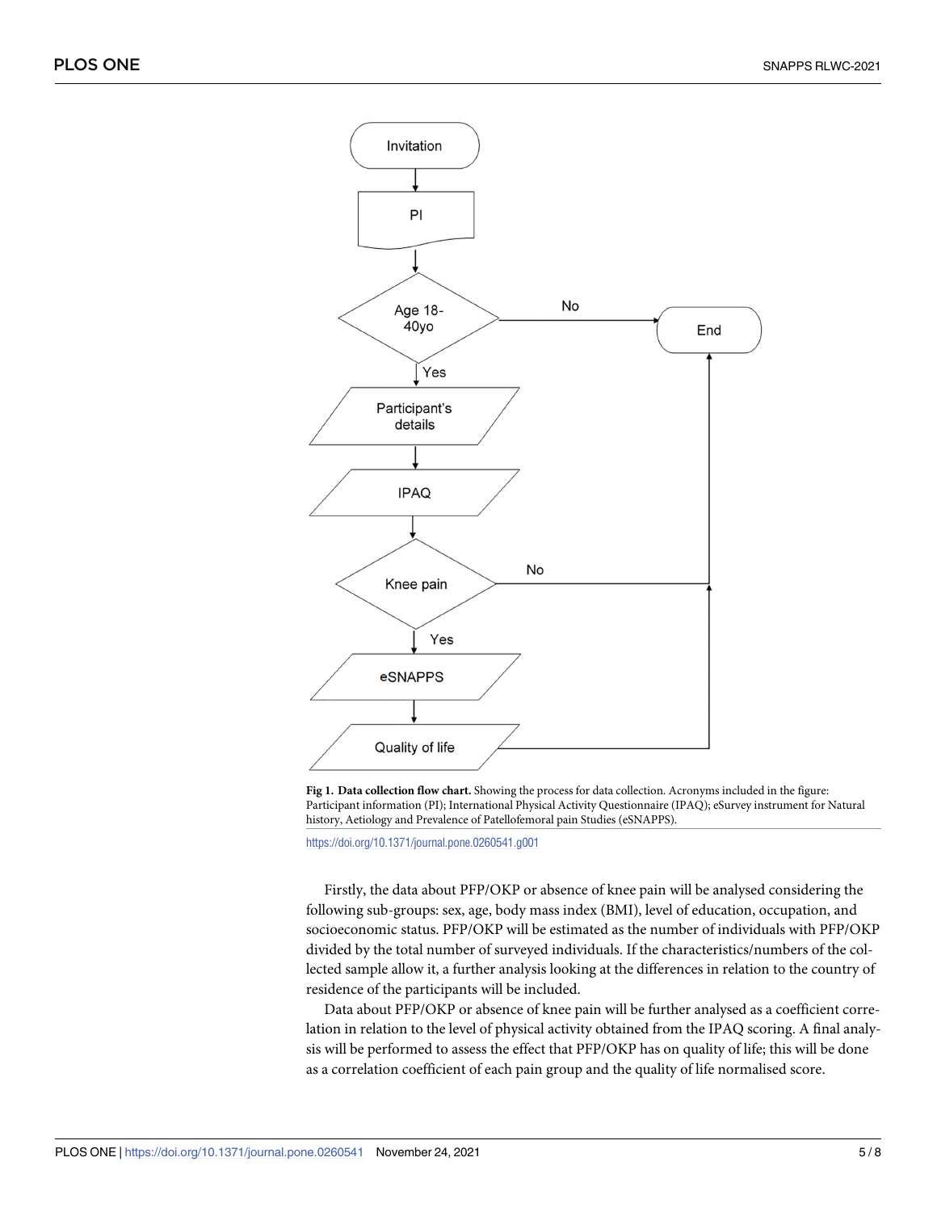Invitation

PI

Age 18-40yo

No

End

Yes

Participant's details

IPAQ

Knee pain

No

Yes

eSNAPPS

Quality of life

**Fig 1. Data collection flow chart.** Showing the process for data collection. Acronyms included in the figure: Participant information (PI); International Physical Activity Questionnaire (IPAQ); eSurvey instrument for Natural history, Aetiology and Prevalence of Patellofemoral pain Studies (eSNAPPS).

https://doi.org/10.1371/journal.pone.0260541.g001

Firstly, the data about PFP/OKP or absence of knee pain will be analysed considering the following sub-groups: sex, age, body mass index (BMI), level of education, occupation, and socioeconomic status. PFP/OKP will be estimated as the number of individuals with PFP/OKP divided by the total number of surveyed individuals. If the characteristics/numbers of the collected sample allow it, a further analysis looking at the differences in relation to the country of residence of the participants will be included.

Data about PFP/OKP or absence of knee pain will be further analysed as a coefficient correlation in relation to the level of physical activity obtained from the IPAQ scoring. A final analysis will be performed to assess the effect that PFP/OKP has on quality of life; this will be done as a correlation coefficient of each pain group and the quality of life normalised score.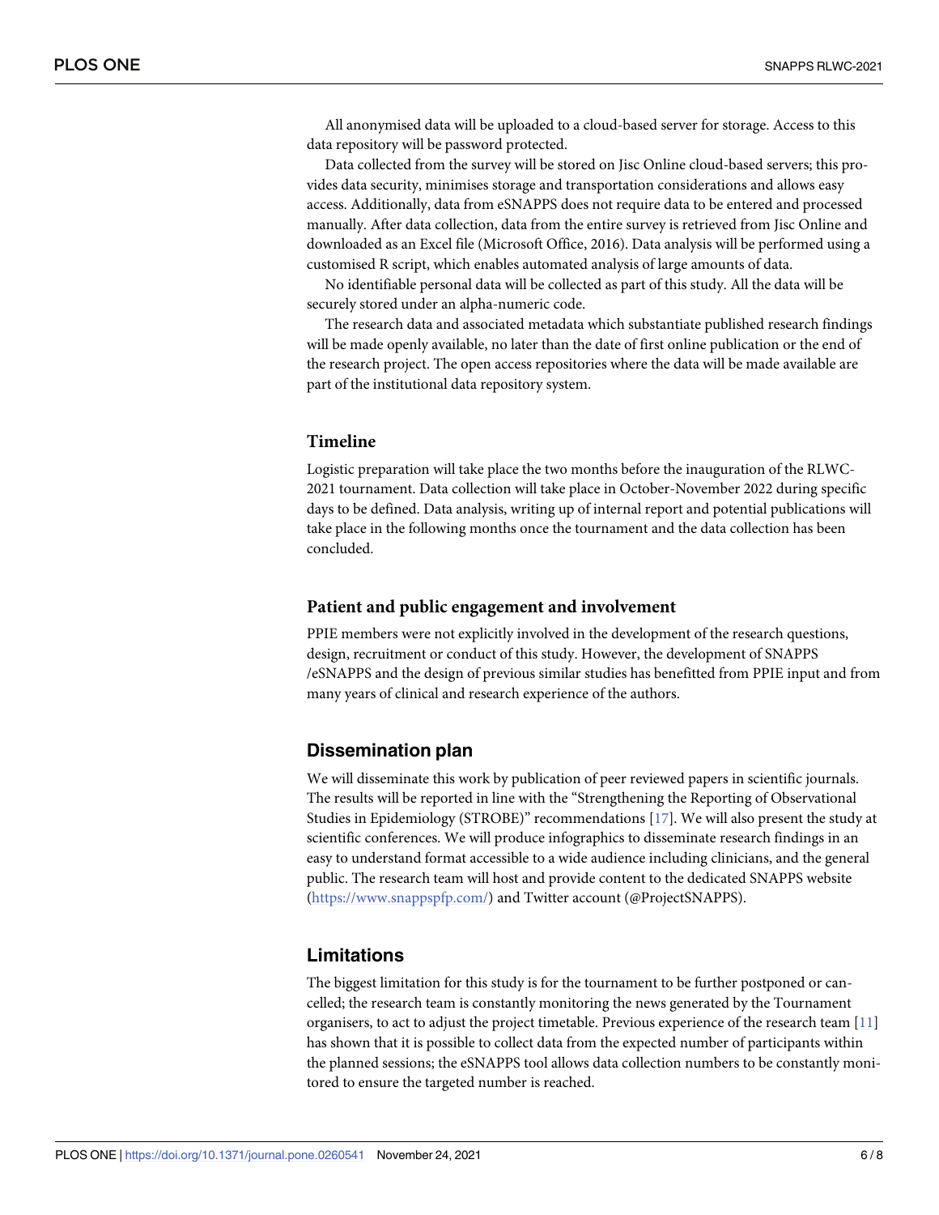All anonymised data will be uploaded to a cloud-based server for storage. Access to this data repository will be password protected.

Data collected from the survey will be stored on Jisc Online cloud-based servers; this provides data security, minimises storage and transportation considerations and allows easy access. Additionally, data from eSNAPPS does not require data to be entered and processed manually. After data collection, data from the entire survey is retrieved from Jisc Online and downloaded as an Excel file (Microsoft Office, 2016). Data analysis will be performed using a customised R script, which enables automated analysis of large amounts of data.

No identifiable personal data will be collected as part of this study. All the data will be securely stored under an alpha-numeric code.

The research data and associated metadata which substantiate published research findings will be made openly available, no later than the date of first online publication or the end of the research project. The open access repositories where the data will be made available are part of the institutional data repository system.

### Timeline

Logistic preparation will take place the two months before the inauguration of the RLWC-2021 tournament. Data collection will take place in October-November 2022 during specific days to be defined. Data analysis, writing up of internal report and potential publications will take place in the following months once the tournament and the data collection has been concluded.

### Patient and public engagement and involvement

PPIE members were not explicitly involved in the development of the research questions, design, recruitment or conduct of this study. However, the development of SNAPPS /eSNAPPS and the design of previous similar studies has benefitted from PPIE input and from many years of clinical and research experience of the authors.

## Dissemination plan

We will disseminate this work by publication of peer reviewed papers in scientific journals. The results will be reported in line with the "Strengthening the Reporting of Observational Studies in Epidemiology (STROBE)" recommendations [17]. We will also present the study at scientific conferences. We will produce infographics to disseminate research findings in an easy to understand format accessible to a wide audience including clinicians, and the general public. The research team will host and provide content to the dedicated SNAPPS website (https://www.snappspfp.com/) and Twitter account (@ProjectSNAPPS).

## Limitations

The biggest limitation for this study is for the tournament to be further postponed or cancelled; the research team is constantly monitoring the news generated by the Tournament organisers, to act to adjust the project timetable. Previous experience of the research team [11] has shown that it is possible to collect data from the expected number of participants within the planned sessions; the eSNAPPS tool allows data collection numbers to be constantly monitored to ensure the targeted number is reached.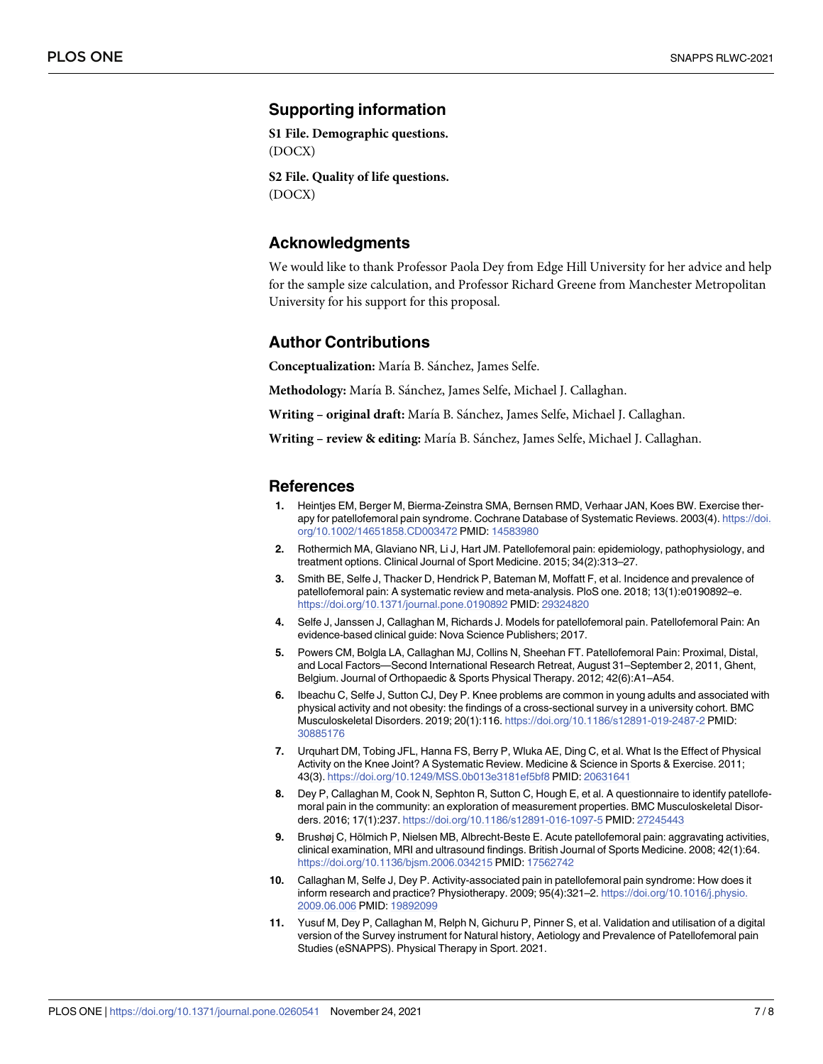## Supporting information

**S1 File. Demographic questions.**
(DOCX)

**S2 File. Quality of life questions.**
(DOCX)

## Acknowledgments

We would like to thank Professor Paola Dey from Edge Hill University for her advice and help for the sample size calculation, and Professor Richard Greene from Manchester Metropolitan University for his support for this proposal.

## Author Contributions

**Conceptualization:** María B. Sánchez, James Selfe.

**Methodology:** María B. Sánchez, James Selfe, Michael J. Callaghan.

**Writing – original draft:** María B. Sánchez, James Selfe, Michael J. Callaghan.

**Writing – review & editing:** María B. Sánchez, James Selfe, Michael J. Callaghan.

## References

1. Heintjes EM, Berger M, Bierma-Zeinstra SMA, Bernsen RMD, Verhaar JAN, Koes BW. Exercise therapy for patellofemoral pain syndrome. Cochrane Database of Systematic Reviews. 2003(4). https://doi.org/10.1002/14651858.CD003472 PMID: 14583980
2. Rothermich MA, Glaviano NR, Li J, Hart JM. Patellofemoral pain: epidemiology, pathophysiology, and treatment options. Clinical Journal of Sport Medicine. 2015; 34(2):313–27.
3. Smith BE, Selfe J, Thacker D, Hendrick P, Bateman M, Moffatt F, et al. Incidence and prevalence of patellofemoral pain: A systematic review and meta-analysis. PloS one. 2018; 13(1):e0190892–e. https://doi.org/10.1371/journal.pone.0190892 PMID: 29324820
4. Selfe J, Janssen J, Callaghan M, Richards J. Models for patellofemoral pain. Patellofemoral Pain: An evidence-based clinical guide: Nova Science Publishers; 2017.
5. Powers CM, Bolgla LA, Callaghan MJ, Collins N, Sheehan FT. Patellofemoral Pain: Proximal, Distal, and Local Factors—Second International Research Retreat, August 31–September 2, 2011, Ghent, Belgium. Journal of Orthopaedic & Sports Physical Therapy. 2012; 42(6):A1–A54.
6. Ibeachu C, Selfe J, Sutton CJ, Dey P. Knee problems are common in young adults and associated with physical activity and not obesity: the findings of a cross-sectional survey in a university cohort. BMC Musculoskeletal Disorders. 2019; 20(1):116. https://doi.org/10.1186/s12891-019-2487-2 PMID: 30885176
7. Urquhart DM, Tobing JFL, Hanna FS, Berry P, Wluka AE, Ding C, et al. What Is the Effect of Physical Activity on the Knee Joint? A Systematic Review. Medicine & Science in Sports & Exercise. 2011; 43(3). https://doi.org/10.1249/MSS.0b013e3181ef5bf8 PMID: 20631641
8. Dey P, Callaghan M, Cook N, Sephton R, Sutton C, Hough E, et al. A questionnaire to identify patellofemoral pain in the community: an exploration of measurement properties. BMC Musculoskeletal Disorders. 2016; 17(1):237. https://doi.org/10.1186/s12891-016-1097-5 PMID: 27245443
9. Brushøj C, Hölmich P, Nielsen MB, Albrecht-Beste E. Acute patellofemoral pain: aggravating activities, clinical examination, MRI and ultrasound findings. British Journal of Sports Medicine. 2008; 42(1):64. https://doi.org/10.1136/bjsm.2006.034215 PMID: 17562742
10. Callaghan M, Selfe J, Dey P. Activity-associated pain in patellofemoral pain syndrome: How does it inform research and practice? Physiotherapy. 2009; 95(4):321–2. https://doi.org/10.1016/j.physio.2009.06.006 PMID: 19892099
11. Yusuf M, Dey P, Callaghan M, Relph N, Gichuru P, Pinner S, et al. Validation and utilisation of a digital version of the Survey instrument for Natural history, Aetiology and Prevalence of Patellofemoral pain Studies (eSNAPPS). Physical Therapy in Sport. 2021.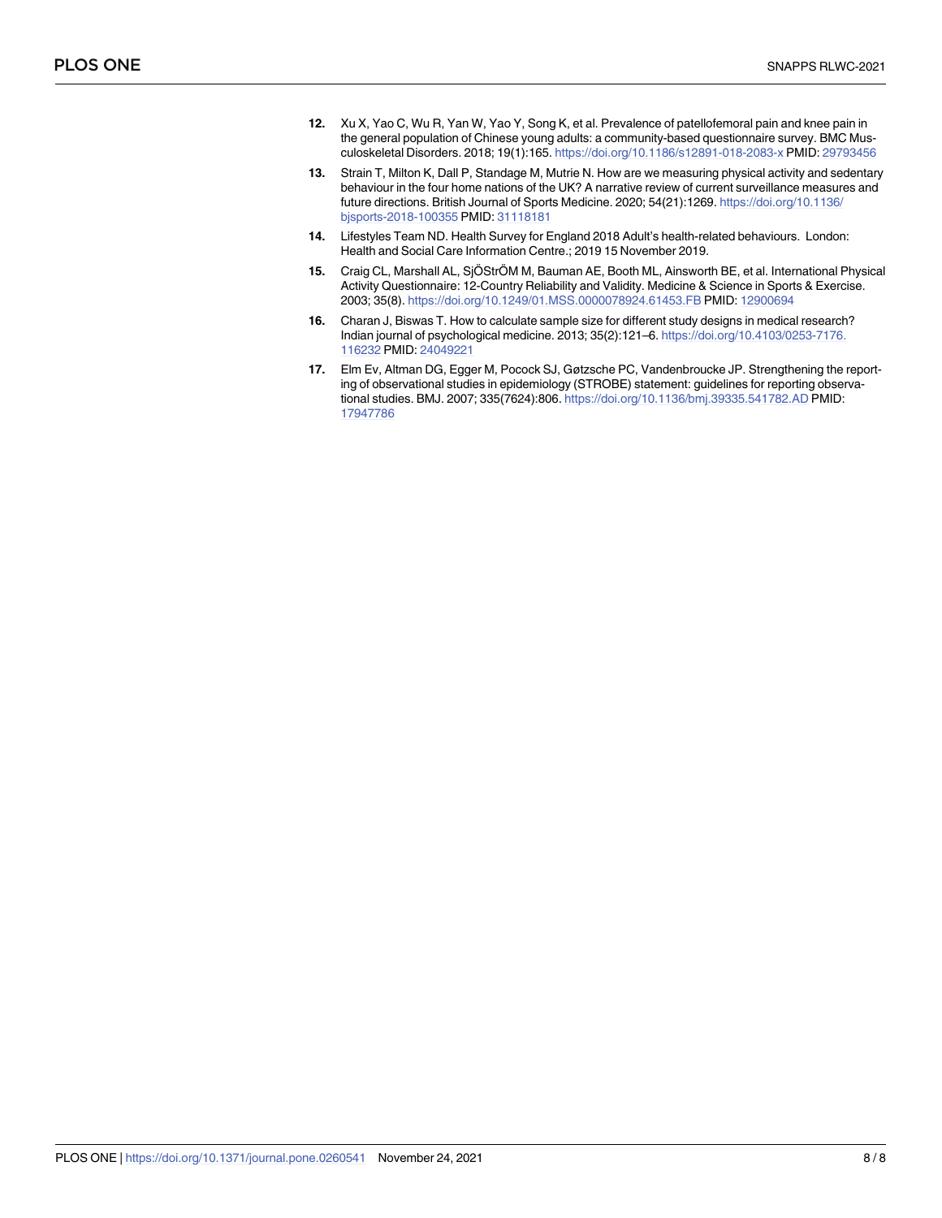12. Xu X, Yao C, Wu R, Yan W, Yao Y, Song K, et al. Prevalence of patellofemoral pain and knee pain in the general population of Chinese young adults: a community-based questionnaire survey. BMC Musculoskeletal Disorders. 2018; 19(1):165. https://doi.org/10.1186/s12891-018-2083-x PMID: 29793456

13. Strain T, Milton K, Dall P, Standage M, Mutrie N. How are we measuring physical activity and sedentary behaviour in the four home nations of the UK? A narrative review of current surveillance measures and future directions. British Journal of Sports Medicine. 2020; 54(21):1269. https://doi.org/10.1136/bjsports-2018-100355 PMID: 31118181

14. Lifestyles Team ND. Health Survey for England 2018 Adult's health-related behaviours. London: Health and Social Care Information Centre.; 2019 15 November 2019.

15. Craig CL, Marshall AL, SjÖStrÖM M, Bauman AE, Booth ML, Ainsworth BE, et al. International Physical Activity Questionnaire: 12-Country Reliability and Validity. Medicine & Science in Sports & Exercise. 2003; 35(8). https://doi.org/10.1249/01.MSS.0000078924.61453.FB PMID: 12900694

16. Charan J, Biswas T. How to calculate sample size for different study designs in medical research? Indian journal of psychological medicine. 2013; 35(2):121–6. https://doi.org/10.4103/0253-7176.116232 PMID: 24049221

17. Elm Ev, Altman DG, Egger M, Pocock SJ, Gøtzsche PC, Vandenbroucke JP. Strengthening the reporting of observational studies in epidemiology (STROBE) statement: guidelines for reporting observational studies. BMJ. 2007; 335(7624):806. https://doi.org/10.1136/bmj.39335.541782.AD PMID: 17947786